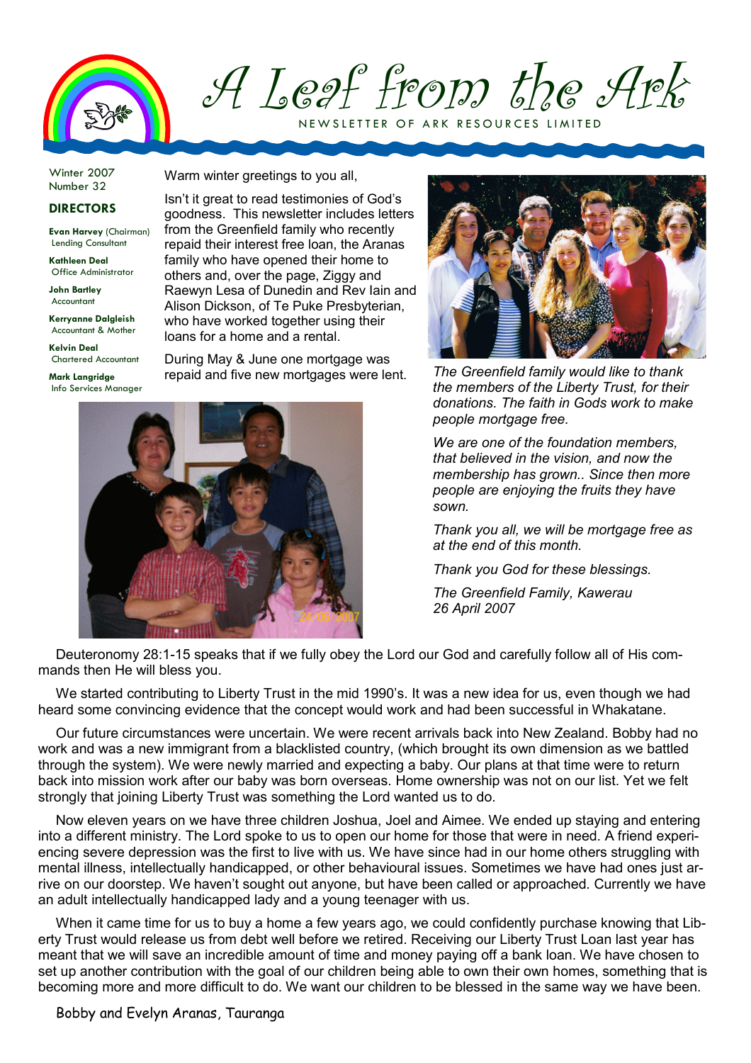# A Leaf from the Ark

NEWSLETTER OF ARK RESOURCES LIMITED

Winter 2007
Number 32

## DIRECTORS

**Evan Harvey** (Chairman)
Lending Consultant

**Kathleen Deal**
Office Administrator

**John Bartley**
Accountant

**Kerryanne Dalgleish**
Accountant & Mother

**Kelvin Deal**
Chartered Accountant

**Mark Langridge**
Info Services Manager

Warm winter greetings to you all,

Isn't it great to read testimonies of God's goodness. This newsletter includes letters from the Greenfield family who recently repaid their interest free loan, the Aranas family who have opened their home to others and, over the page, Ziggy and Raewyn Lesa of Dunedin and Rev Iain and Alison Dickson, of Te Puke Presbyterian, who have worked together using their loans for a home and a rental.

During May & June one mortgage was repaid and five new mortgages were lent.

*The Greenfield family would like to thank the members of the Liberty Trust, for their donations. The faith in Gods work to make people mortgage free.*

*We are one of the foundation members, that believed in the vision, and now the membership has grown.. Since then more people are enjoying the fruits they have sown.*

*Thank you all, we will be mortgage free as at the end of this month.*

*Thank you God for these blessings.*

*The Greenfield Family, Kawerau*
*26 April 2007*

Deuteronomy 28:1-15 speaks that if we fully obey the Lord our God and carefully follow all of His commands then He will bless you.

We started contributing to Liberty Trust in the mid 1990's. It was a new idea for us, even though we had heard some convincing evidence that the concept would work and had been successful in Whakatane.

Our future circumstances were uncertain. We were recent arrivals back into New Zealand. Bobby had no work and was a new immigrant from a blacklisted country, (which brought its own dimension as we battled through the system). We were newly married and expecting a baby. Our plans at that time were to return back into mission work after our baby was born overseas. Home ownership was not on our list. Yet we felt strongly that joining Liberty Trust was something the Lord wanted us to do.

Now eleven years on we have three children Joshua, Joel and Aimee. We ended up staying and entering into a different ministry. The Lord spoke to us to open our home for those that were in need. A friend experiencing severe depression was the first to live with us. We have since had in our home others struggling with mental illness, intellectually handicapped, or other behavioural issues. Sometimes we have had ones just arrive on our doorstep. We haven't sought out anyone, but have been called or approached. Currently we have an adult intellectually handicapped lady and a young teenager with us.

When it came time for us to buy a home a few years ago, we could confidently purchase knowing that Liberty Trust would release us from debt well before we retired. Receiving our Liberty Trust Loan last year has meant that we will save an incredible amount of time and money paying off a bank loan. We have chosen to set up another contribution with the goal of our children being able to own their own homes, something that is becoming more and more difficult to do. We want our children to be blessed in the same way we have been.

Bobby and Evelyn Aranas, Tauranga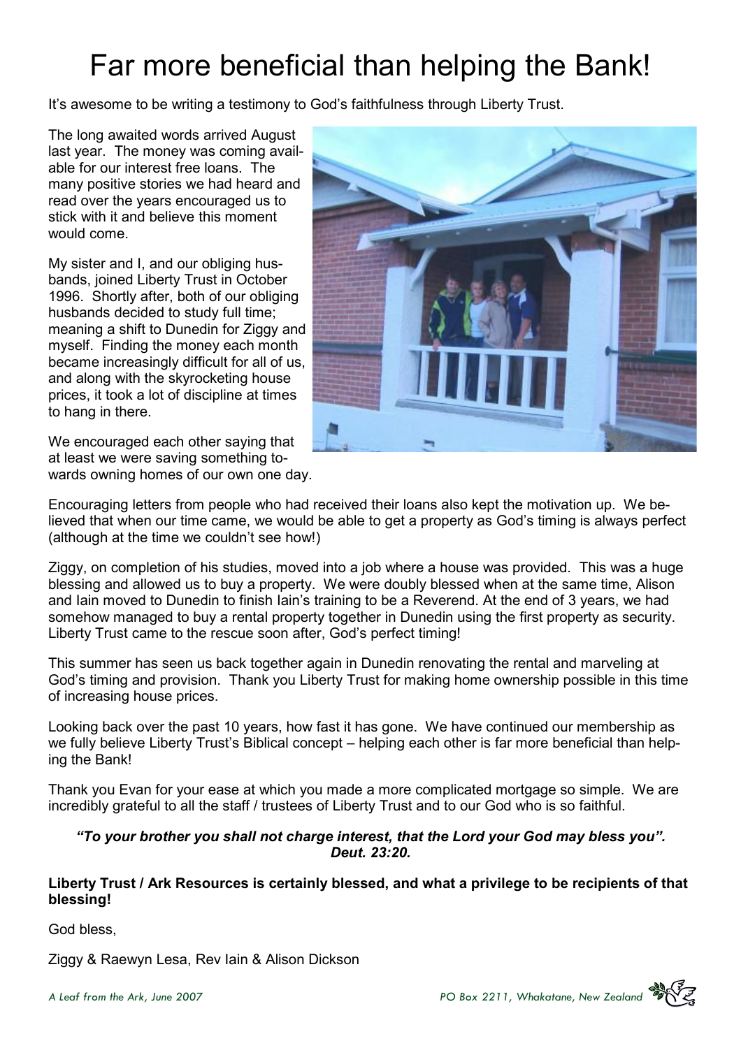# Far more beneficial than helping the Bank!

It's awesome to be writing a testimony to God's faithfulness through Liberty Trust.

The long awaited words arrived August last year. The money was coming available for our interest free loans. The many positive stories we had heard and read over the years encouraged us to stick with it and believe this moment would come.

My sister and I, and our obliging husbands, joined Liberty Trust in October 1996. Shortly after, both of our obliging husbands decided to study full time; meaning a shift to Dunedin for Ziggy and myself. Finding the money each month became increasingly difficult for all of us, and along with the skyrocketing house prices, it took a lot of discipline at times to hang in there.

We encouraged each other saying that at least we were saving something towards owning homes of our own one day.

Encouraging letters from people who had received their loans also kept the motivation up. We believed that when our time came, we would be able to get a property as God's timing is always perfect (although at the time we couldn't see how!)

Ziggy, on completion of his studies, moved into a job where a house was provided. This was a huge blessing and allowed us to buy a property. We were doubly blessed when at the same time, Alison and Iain moved to Dunedin to finish Iain's training to be a Reverend. At the end of 3 years, we had somehow managed to buy a rental property together in Dunedin using the first property as security. Liberty Trust came to the rescue soon after, God's perfect timing!

This summer has seen us back together again in Dunedin renovating the rental and marveling at God's timing and provision. Thank you Liberty Trust for making home ownership possible in this time of increasing house prices.

Looking back over the past 10 years, how fast it has gone. We have continued our membership as we fully believe Liberty Trust's Biblical concept – helping each other is far more beneficial than helping the Bank!

Thank you Evan for your ease at which you made a more complicated mortgage so simple. We are incredibly grateful to all the staff / trustees of Liberty Trust and to our God who is so faithful.

***"To your brother you shall not charge interest, that the Lord your God may bless you". Deut. 23:20.***

**Liberty Trust / Ark Resources is certainly blessed, and what a privilege to be recipients of that blessing!**

God bless,

Ziggy & Raewyn Lesa, Rev Iain & Alison Dickson